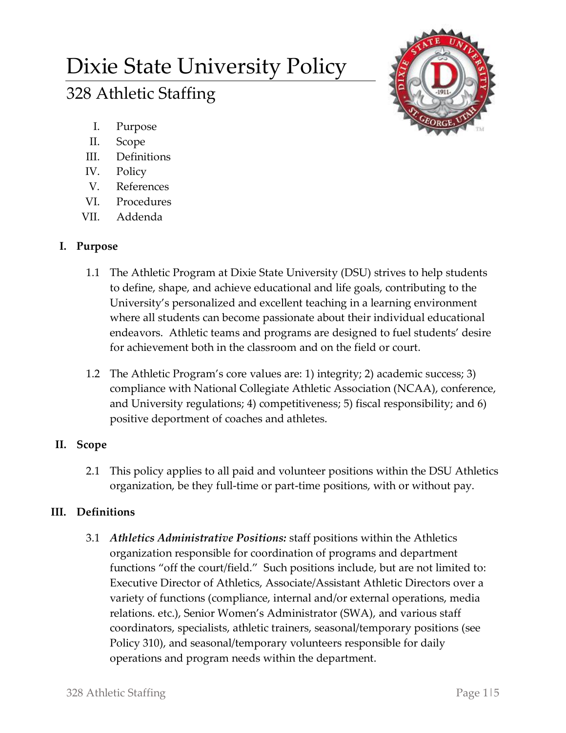# Dixie State University Policy

## 328 Athletic Staffing

I. Purpose
II. Scope
III. Definitions
IV. Policy
V. References
VI. Procedures
VII. Addenda

### I. Purpose

1.1 The Athletic Program at Dixie State University (DSU) strives to help students to define, shape, and achieve educational and life goals, contributing to the University's personalized and excellent teaching in a learning environment where all students can become passionate about their individual educational endeavors. Athletic teams and programs are designed to fuel students' desire for achievement both in the classroom and on the field or court.

1.2 The Athletic Program's core values are: 1) integrity; 2) academic success; 3) compliance with National Collegiate Athletic Association (NCAA), conference, and University regulations; 4) competitiveness; 5) fiscal responsibility; and 6) positive deportment of coaches and athletes.

### II. Scope

2.1 This policy applies to all paid and volunteer positions within the DSU Athletics organization, be they full-time or part-time positions, with or without pay.

### III. Definitions

3.1 ***Athletics Administrative Positions:*** staff positions within the Athletics organization responsible for coordination of programs and department functions "off the court/field." Such positions include, but are not limited to: Executive Director of Athletics, Associate/Assistant Athletic Directors over a variety of functions (compliance, internal and/or external operations, media relations. etc.), Senior Women's Administrator (SWA), and various staff coordinators, specialists, athletic trainers, seasonal/temporary positions (see Policy 310), and seasonal/temporary volunteers responsible for daily operations and program needs within the department.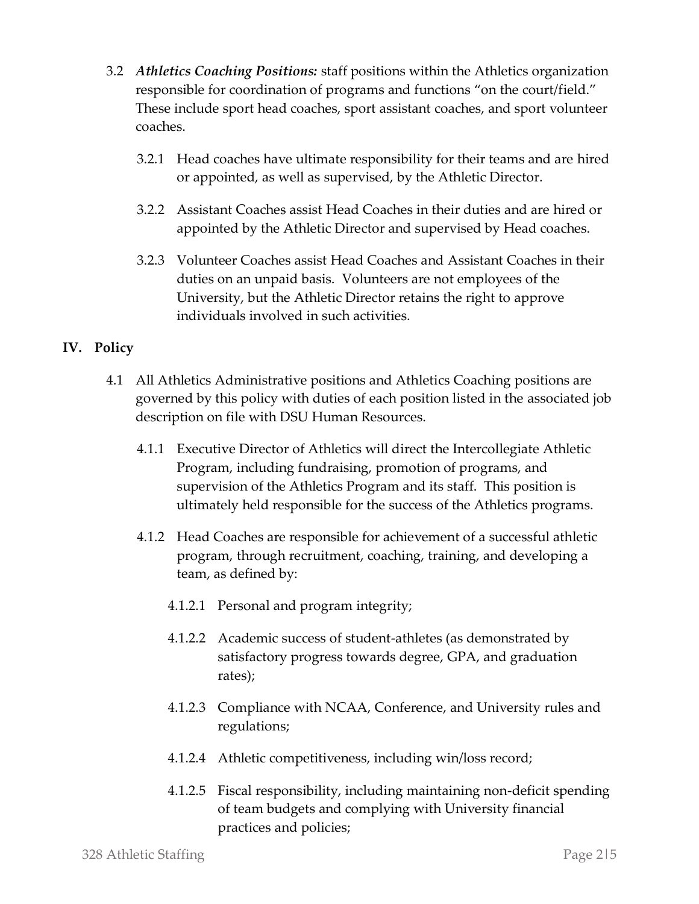3.2 ***Athletics Coaching Positions:*** staff positions within the Athletics organization responsible for coordination of programs and functions "on the court/field." These include sport head coaches, sport assistant coaches, and sport volunteer coaches.

3.2.1 Head coaches have ultimate responsibility for their teams and are hired or appointed, as well as supervised, by the Athletic Director.

3.2.2 Assistant Coaches assist Head Coaches in their duties and are hired or appointed by the Athletic Director and supervised by Head coaches.

3.2.3 Volunteer Coaches assist Head Coaches and Assistant Coaches in their duties on an unpaid basis. Volunteers are not employees of the University, but the Athletic Director retains the right to approve individuals involved in such activities.

## IV. Policy

4.1 All Athletics Administrative positions and Athletics Coaching positions are governed by this policy with duties of each position listed in the associated job description on file with DSU Human Resources.

4.1.1 Executive Director of Athletics will direct the Intercollegiate Athletic Program, including fundraising, promotion of programs, and supervision of the Athletics Program and its staff. This position is ultimately held responsible for the success of the Athletics programs.

4.1.2 Head Coaches are responsible for achievement of a successful athletic program, through recruitment, coaching, training, and developing a team, as defined by:

4.1.2.1 Personal and program integrity;

4.1.2.2 Academic success of student-athletes (as demonstrated by satisfactory progress towards degree, GPA, and graduation rates);

4.1.2.3 Compliance with NCAA, Conference, and University rules and regulations;

4.1.2.4 Athletic competitiveness, including win/loss record;

4.1.2.5 Fiscal responsibility, including maintaining non-deficit spending of team budgets and complying with University financial practices and policies;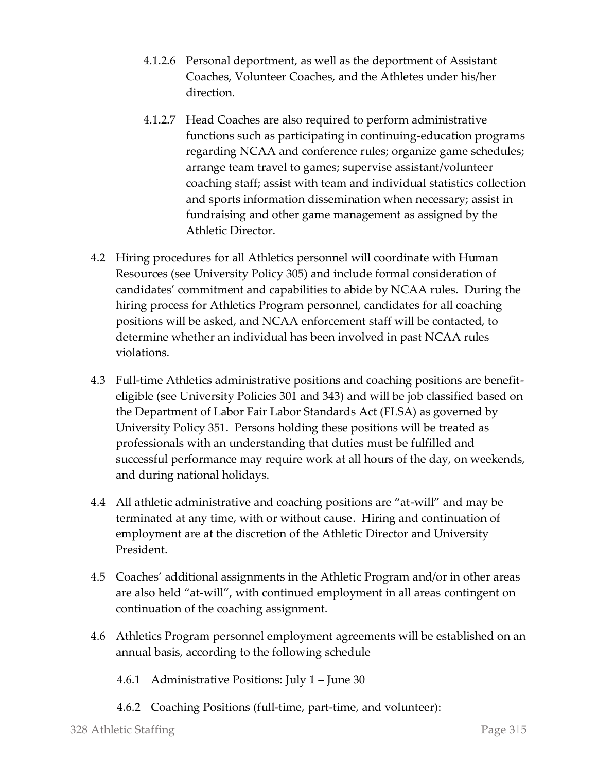4.1.2.6 Personal deportment, as well as the deportment of Assistant Coaches, Volunteer Coaches, and the Athletes under his/her direction.

4.1.2.7 Head Coaches are also required to perform administrative functions such as participating in continuing-education programs regarding NCAA and conference rules; organize game schedules; arrange team travel to games; supervise assistant/volunteer coaching staff; assist with team and individual statistics collection and sports information dissemination when necessary; assist in fundraising and other game management as assigned by the Athletic Director.

4.2 Hiring procedures for all Athletics personnel will coordinate with Human Resources (see University Policy 305) and include formal consideration of candidates' commitment and capabilities to abide by NCAA rules. During the hiring process for Athletics Program personnel, candidates for all coaching positions will be asked, and NCAA enforcement staff will be contacted, to determine whether an individual has been involved in past NCAA rules violations.

4.3 Full-time Athletics administrative positions and coaching positions are benefit-eligible (see University Policies 301 and 343) and will be job classified based on the Department of Labor Fair Labor Standards Act (FLSA) as governed by University Policy 351. Persons holding these positions will be treated as professionals with an understanding that duties must be fulfilled and successful performance may require work at all hours of the day, on weekends, and during national holidays.

4.4 All athletic administrative and coaching positions are "at-will" and may be terminated at any time, with or without cause. Hiring and continuation of employment are at the discretion of the Athletic Director and University President.

4.5 Coaches' additional assignments in the Athletic Program and/or in other areas are also held "at-will", with continued employment in all areas contingent on continuation of the coaching assignment.

4.6 Athletics Program personnel employment agreements will be established on an annual basis, according to the following schedule

4.6.1 Administrative Positions: July 1 – June 30

4.6.2 Coaching Positions (full-time, part-time, and volunteer):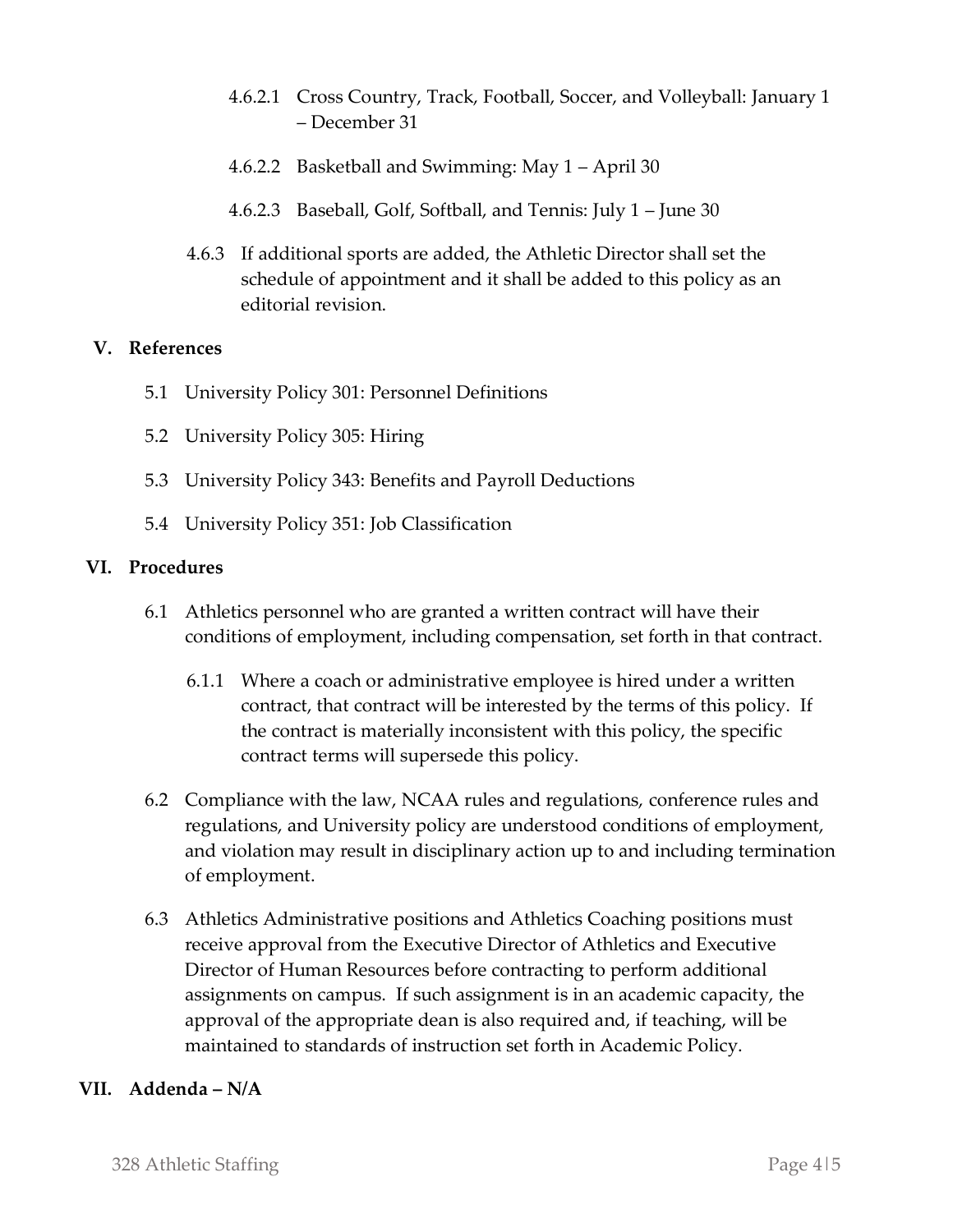4.6.2.1 Cross Country, Track, Football, Soccer, and Volleyball: January 1 – December 31

4.6.2.2 Basketball and Swimming: May 1 – April 30

4.6.2.3 Baseball, Golf, Softball, and Tennis: July 1 – June 30

4.6.3 If additional sports are added, the Athletic Director shall set the schedule of appointment and it shall be added to this policy as an editorial revision.

## V. References

5.1 University Policy 301: Personnel Definitions

5.2 University Policy 305: Hiring

5.3 University Policy 343: Benefits and Payroll Deductions

5.4 University Policy 351: Job Classification

## VI. Procedures

6.1 Athletics personnel who are granted a written contract will have their conditions of employment, including compensation, set forth in that contract.

6.1.1 Where a coach or administrative employee is hired under a written contract, that contract will be interested by the terms of this policy. If the contract is materially inconsistent with this policy, the specific contract terms will supersede this policy.

6.2 Compliance with the law, NCAA rules and regulations, conference rules and regulations, and University policy are understood conditions of employment, and violation may result in disciplinary action up to and including termination of employment.

6.3 Athletics Administrative positions and Athletics Coaching positions must receive approval from the Executive Director of Athletics and Executive Director of Human Resources before contracting to perform additional assignments on campus. If such assignment is in an academic capacity, the approval of the appropriate dean is also required and, if teaching, will be maintained to standards of instruction set forth in Academic Policy.

## VII. Addenda – N/A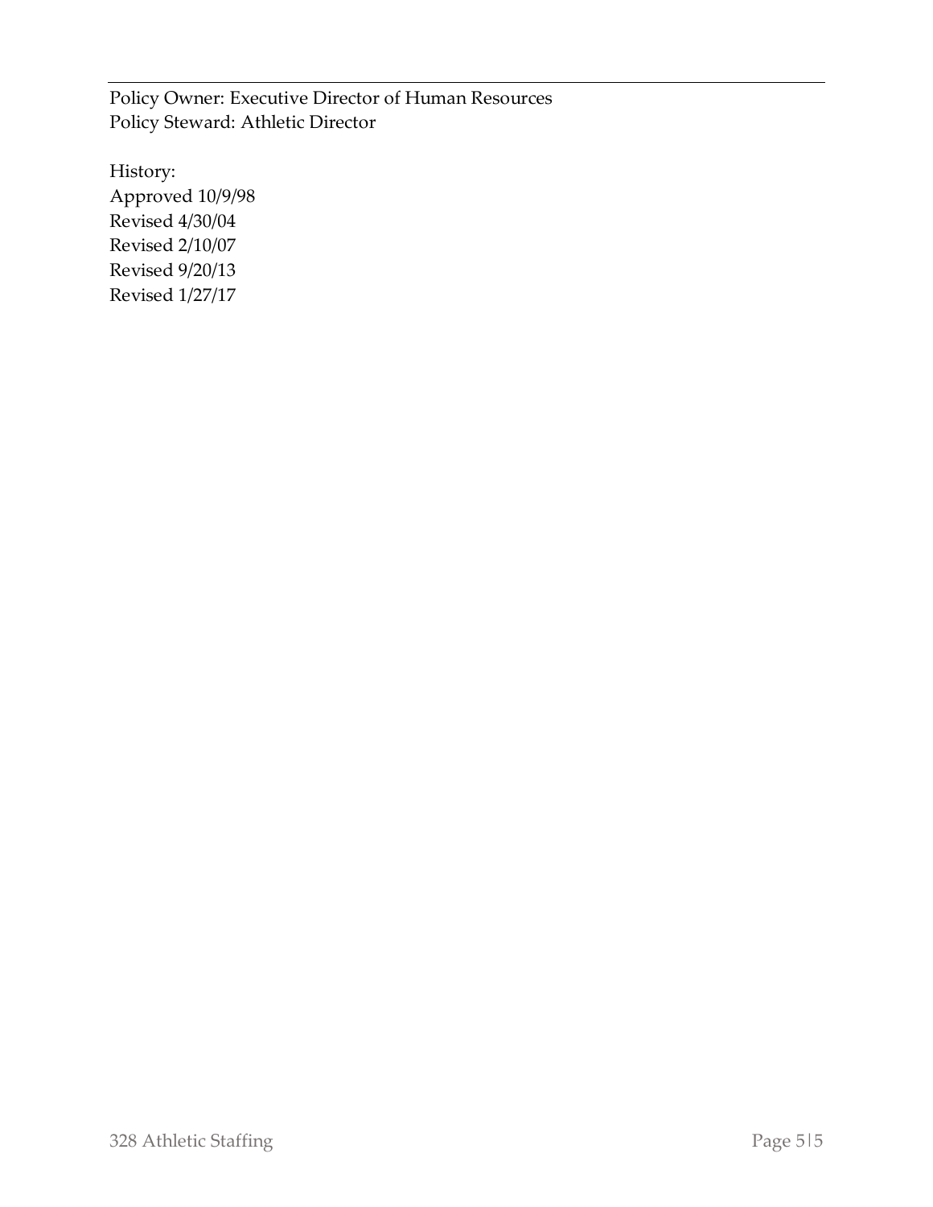Policy Owner: Executive Director of Human Resources
Policy Steward: Athletic Director

History:
Approved 10/9/98
Revised 4/30/04
Revised 2/10/07
Revised 9/20/13
Revised 1/27/17